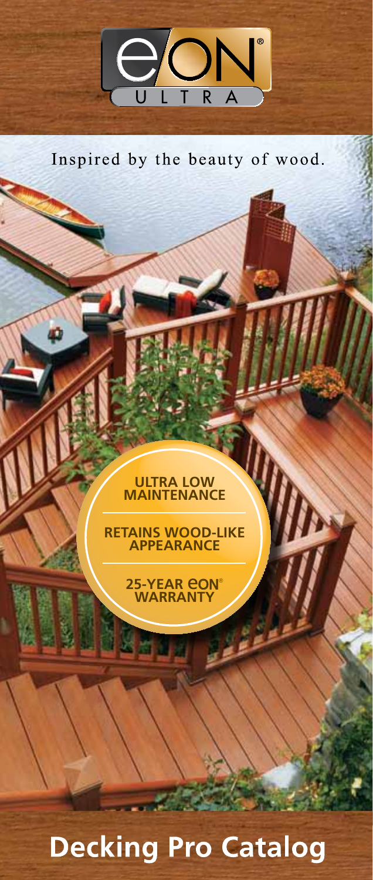eON® ULTRA

Inspired by the beauty of wood.

**ULTRA LOW MAINTENANCE**

**RETAINS WOOD-LIKE APPEARANCE**

**25-YEAR eON® WARRANTY**

# Decking Pro Catalog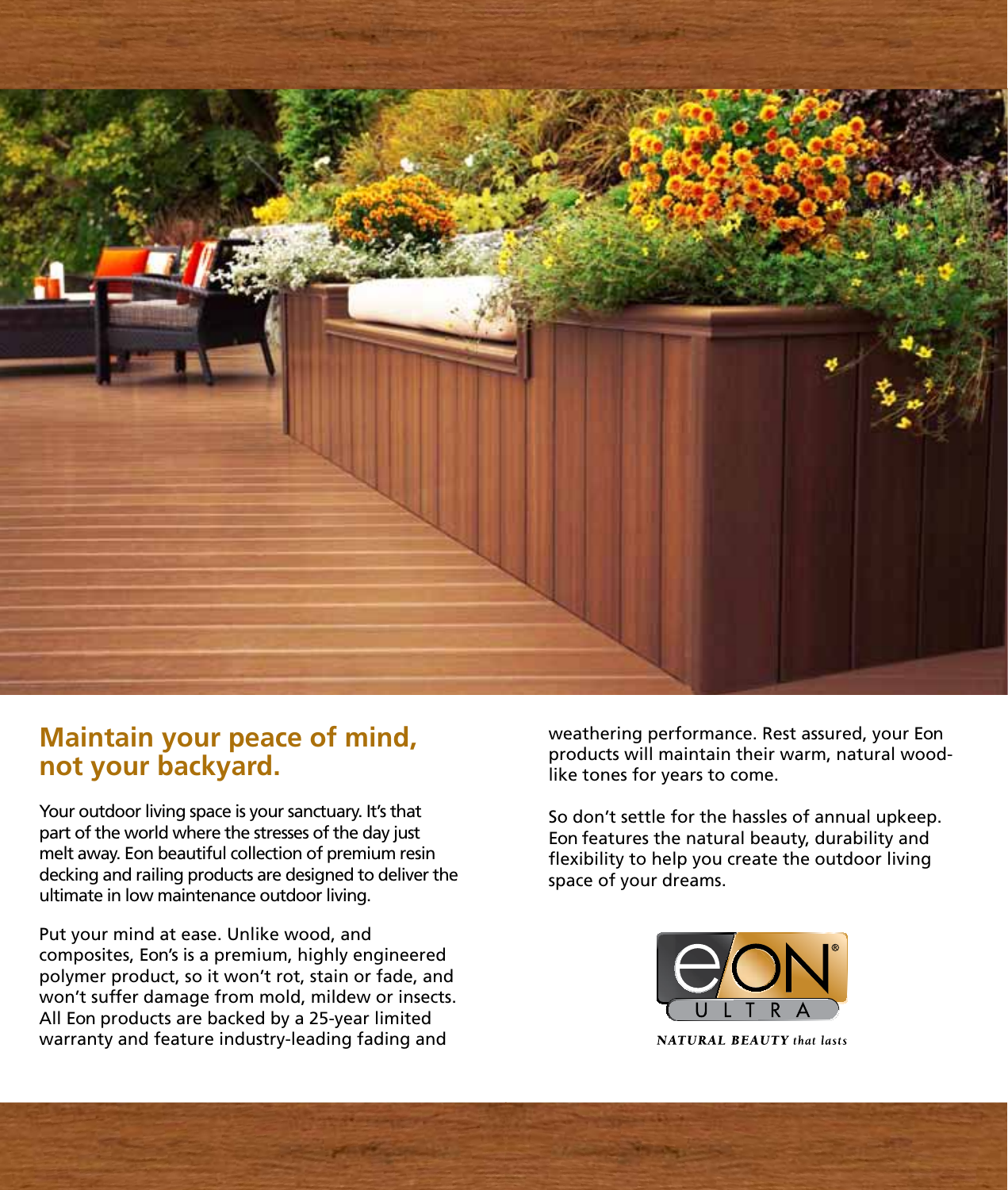## Maintain your peace of mind, not your backyard.

Your outdoor living space is your sanctuary. It's that part of the world where the stresses of the day just melt away. Eon beautiful collection of premium resin decking and railing products are designed to deliver the ultimate in low maintenance outdoor living.

Put your mind at ease. Unlike wood, and composites, Eon's is a premium, highly engineered polymer product, so it won't rot, stain or fade, and won't suffer damage from mold, mildew or insects. All Eon products are backed by a 25-year limited warranty and feature industry-leading fading and weathering performance. Rest assured, your Eon products will maintain their warm, natural wood-like tones for years to come.

So don't settle for the hassles of annual upkeep. Eon features the natural beauty, durability and flexibility to help you create the outdoor living space of your dreams.

eON® ULTRA

***NATURAL BEAUTY** that lasts*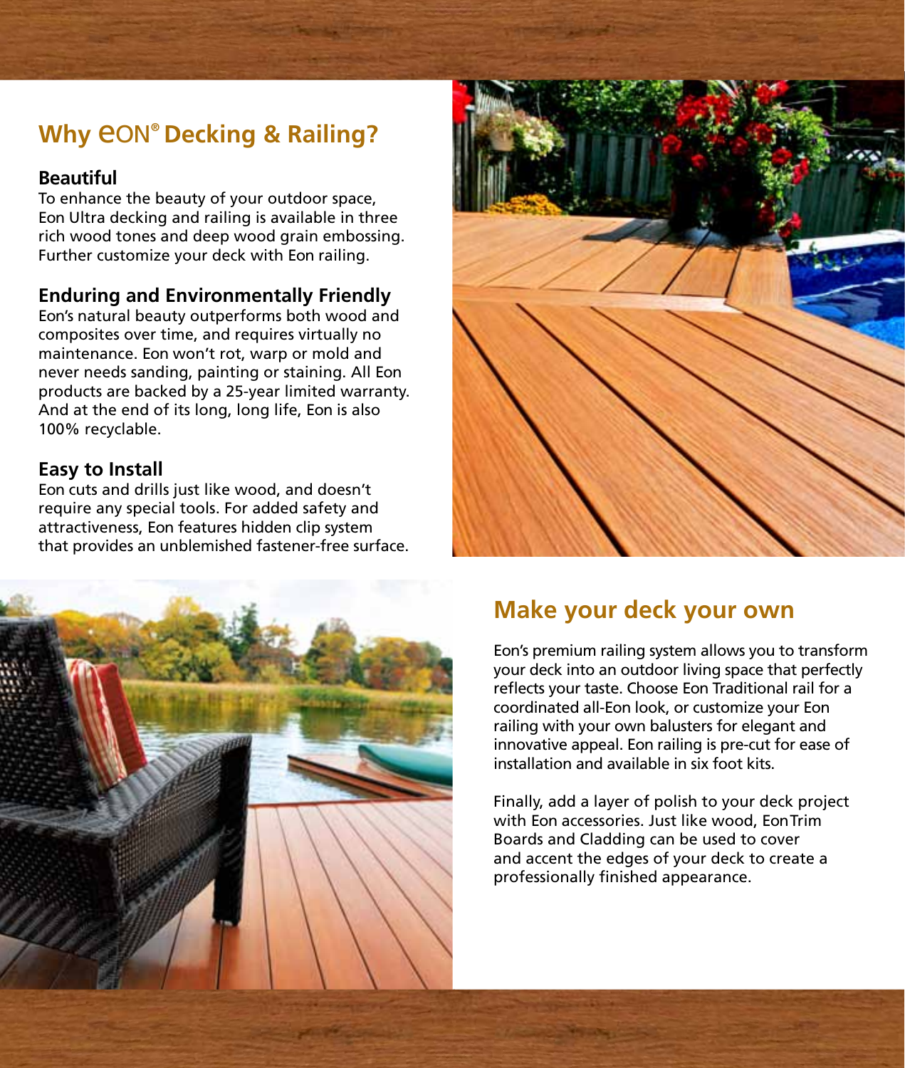## Why eON® Decking & Railing?

### Beautiful

To enhance the beauty of your outdoor space, Eon Ultra decking and railing is available in three rich wood tones and deep wood grain embossing. Further customize your deck with Eon railing.

### Enduring and Environmentally Friendly

Eon's natural beauty outperforms both wood and composites over time, and requires virtually no maintenance. Eon won't rot, warp or mold and never needs sanding, painting or staining. All Eon products are backed by a 25-year limited warranty. And at the end of its long, long life, Eon is also 100% recyclable.

### Easy to Install

Eon cuts and drills just like wood, and doesn't require any special tools. For added safety and attractiveness, Eon features hidden clip system that provides an unblemished fastener-free surface.

## Make your deck your own

Eon's premium railing system allows you to transform your deck into an outdoor living space that perfectly reflects your taste. Choose Eon Traditional rail for a coordinated all-Eon look, or customize your Eon railing with your own balusters for elegant and innovative appeal. Eon railing is pre-cut for ease of installation and available in six foot kits.

Finally, add a layer of polish to your deck project with Eon accessories. Just like wood, EonTrim Boards and Cladding can be used to cover and accent the edges of your deck to create a professionally finished appearance.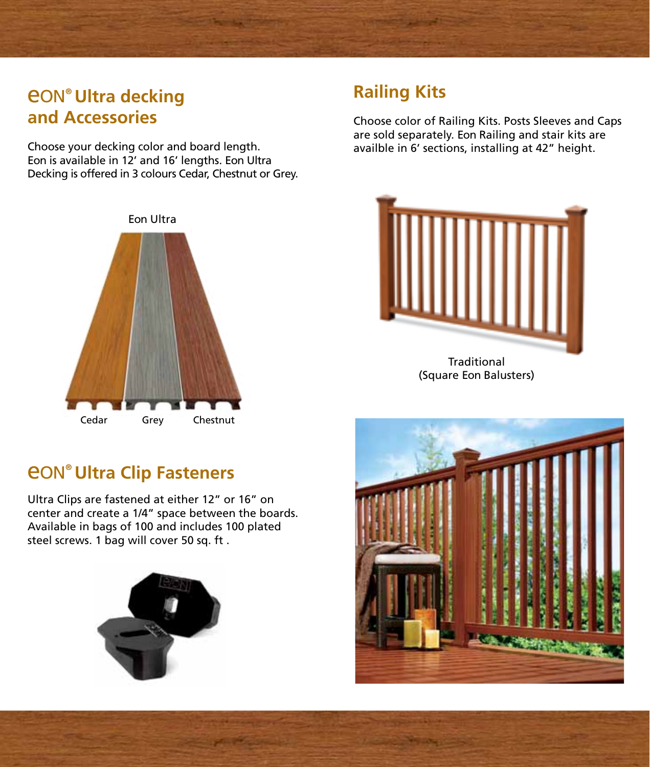## eON® Ultra decking and Accessories

Choose your decking color and board length. Eon is available in 12' and 16' lengths. Eon Ultra Decking is offered in 3 colours Cedar, Chestnut or Grey.

Eon Ultra

Cedar Grey Chestnut

## eON® Ultra Clip Fasteners

Ultra Clips are fastened at either 12" or 16" on center and create a 1/4" space between the boards. Available in bags of 100 and includes 100 plated steel screws. 1 bag will cover 50 sq. ft .

## Railing Kits

Choose color of Railing Kits. Posts Sleeves and Caps are sold separately. Eon Railing and stair kits are availble in 6' sections, installing at 42" height.

Traditional
(Square Eon Balusters)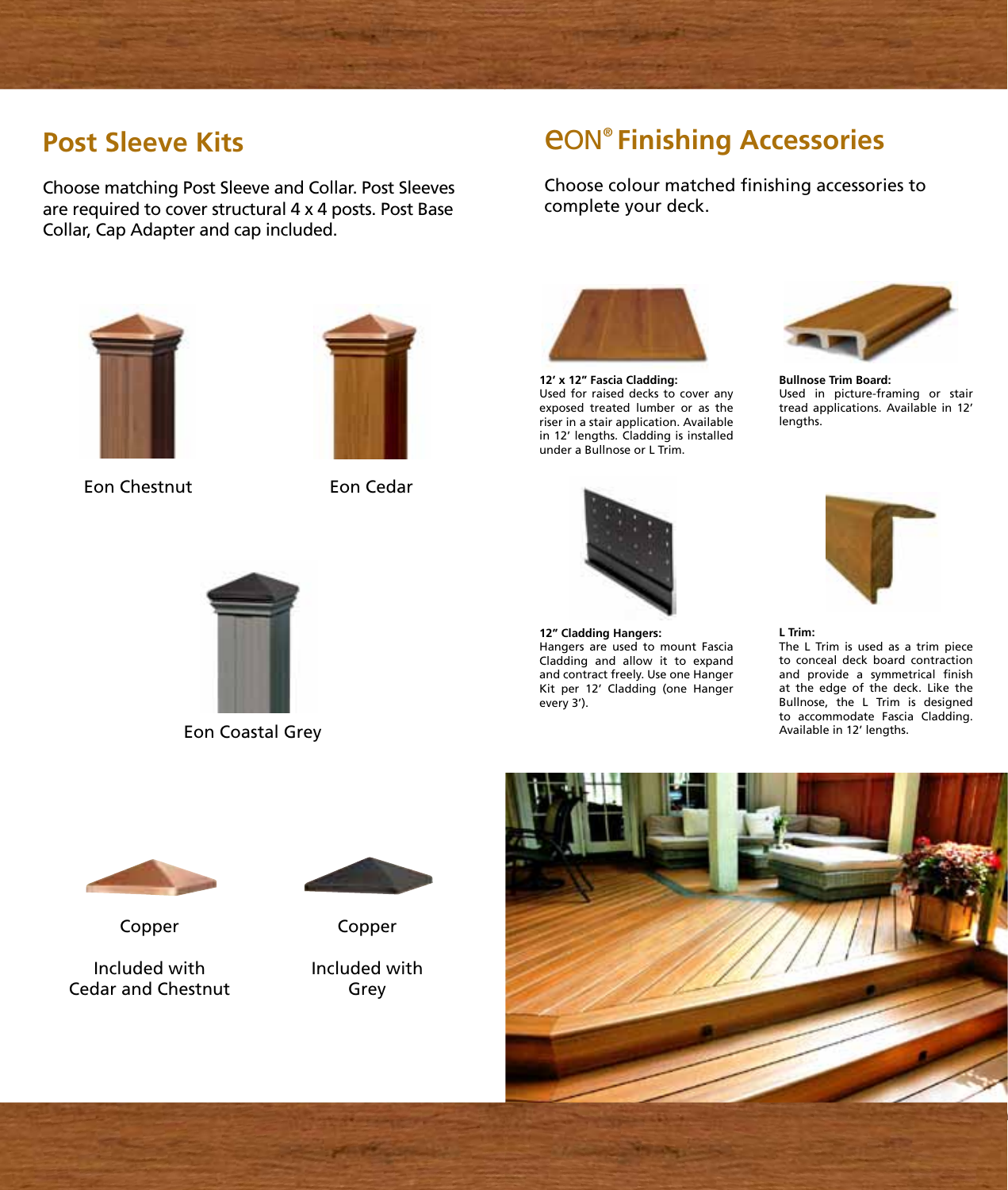## Post Sleeve Kits

Choose matching Post Sleeve and Collar. Post Sleeves are required to cover structural 4 x 4 posts. Post Base Collar, Cap Adapter and cap included.

Eon Chestnut

Eon Cedar

Eon Coastal Grey

Copper

Included with Cedar and Chestnut

Copper

Included with Grey

## eON® Finishing Accessories

Choose colour matched finishing accessories to complete your deck.

**12' x 12" Fascia Cladding:**
Used for raised decks to cover any exposed treated lumber or as the riser in a stair application. Available in 12' lengths. Cladding is installed under a Bullnose or L Trim.

**Bullnose Trim Board:**
Used in picture-framing or stair tread applications. Available in 12' lengths.

**12" Cladding Hangers:**
Hangers are used to mount Fascia Cladding and allow it to expand and contract freely. Use one Hanger Kit per 12' Cladding (one Hanger every 3').

**L Trim:**
The L Trim is used as a trim piece to conceal deck board contraction and provide a symmetrical finish at the edge of the deck. Like the Bullnose, the L Trim is designed to accommodate Fascia Cladding. Available in 12' lengths.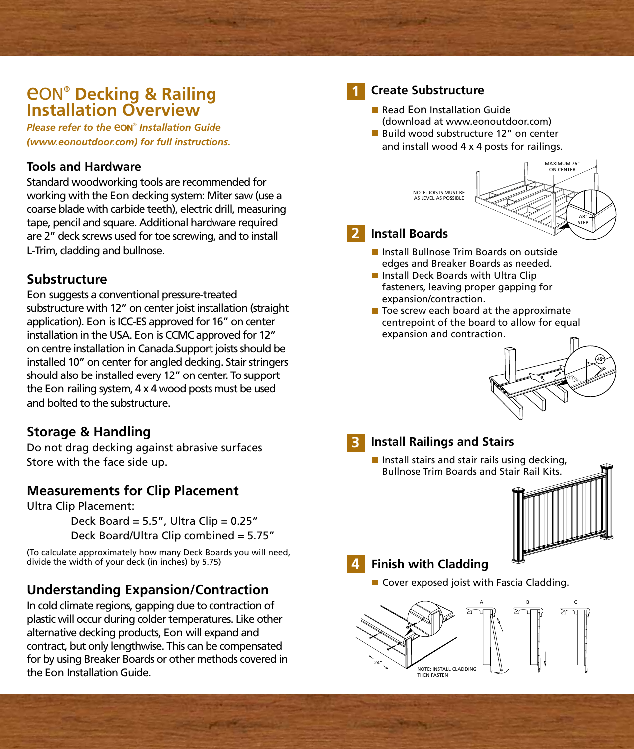# eON® Decking & Railing Installation Overview

***Please refer to the eON® Installation Guide (www.eonoutdoor.com) for full instructions.***

## Tools and Hardware

Standard woodworking tools are recommended for working with the Eon decking system: Miter saw (use a coarse blade with carbide teeth), electric drill, measuring tape, pencil and square. Additional hardware required are 2" deck screws used for toe screwing, and to install L-Trim, cladding and bullnose.

## Substructure

Eon suggests a conventional pressure-treated substructure with 12" on center joist installation (straight application). Eon is ICC-ES approved for 16" on center installation in the USA. Eon is CCMC approved for 12" on centre installation in Canada.Support joists should be installed 10" on center for angled decking. Stair stringers should also be installed every 12" on center. To support the Eon railing system, 4 x 4 wood posts must be used and bolted to the substructure.

## Storage & Handling

Do not drag decking against abrasive surfaces
Store with the face side up.

## Measurements for Clip Placement

Ultra Clip Placement:

Deck Board = 5.5", Ultra Clip = 0.25"
Deck Board/Ultra Clip combined = 5.75"

(To calculate approximately how many Deck Boards you will need, divide the width of your deck (in inches) by 5.75)

## Understanding Expansion/Contraction

In cold climate regions, gapping due to contraction of plastic will occur during colder temperatures. Like other alternative decking products, Eon will expand and contract, but only lengthwise. This can be compensated for by using Breaker Boards or other methods covered in the Eon Installation Guide.

## 1 Create Substructure

- Read Eon Installation Guide (download at www.eonoutdoor.com)
- Build wood substructure 12" on center and install wood 4 x 4 posts for railings.

NOTE: JOISTS MUST BE AS LEVEL AS POSSIBLE

MAXIMUM 76" ON CENTER

7/8" STEP

## 2 Install Boards

- Install Bullnose Trim Boards on outside edges and Breaker Boards as needed.
- Install Deck Boards with Ultra Clip fasteners, leaving proper gapping for expansion/contraction.
- Toe screw each board at the approximate centrepoint of the board to allow for equal expansion and contraction.

45°

## 3 Install Railings and Stairs

- Install stairs and stair rails using decking, Bullnose Trim Boards and Stair Rail Kits.

## 4 Finish with Cladding

- Cover exposed joist with Fascia Cladding.

24"

NOTE: INSTALL CLADDING THEN FASTEN

A B C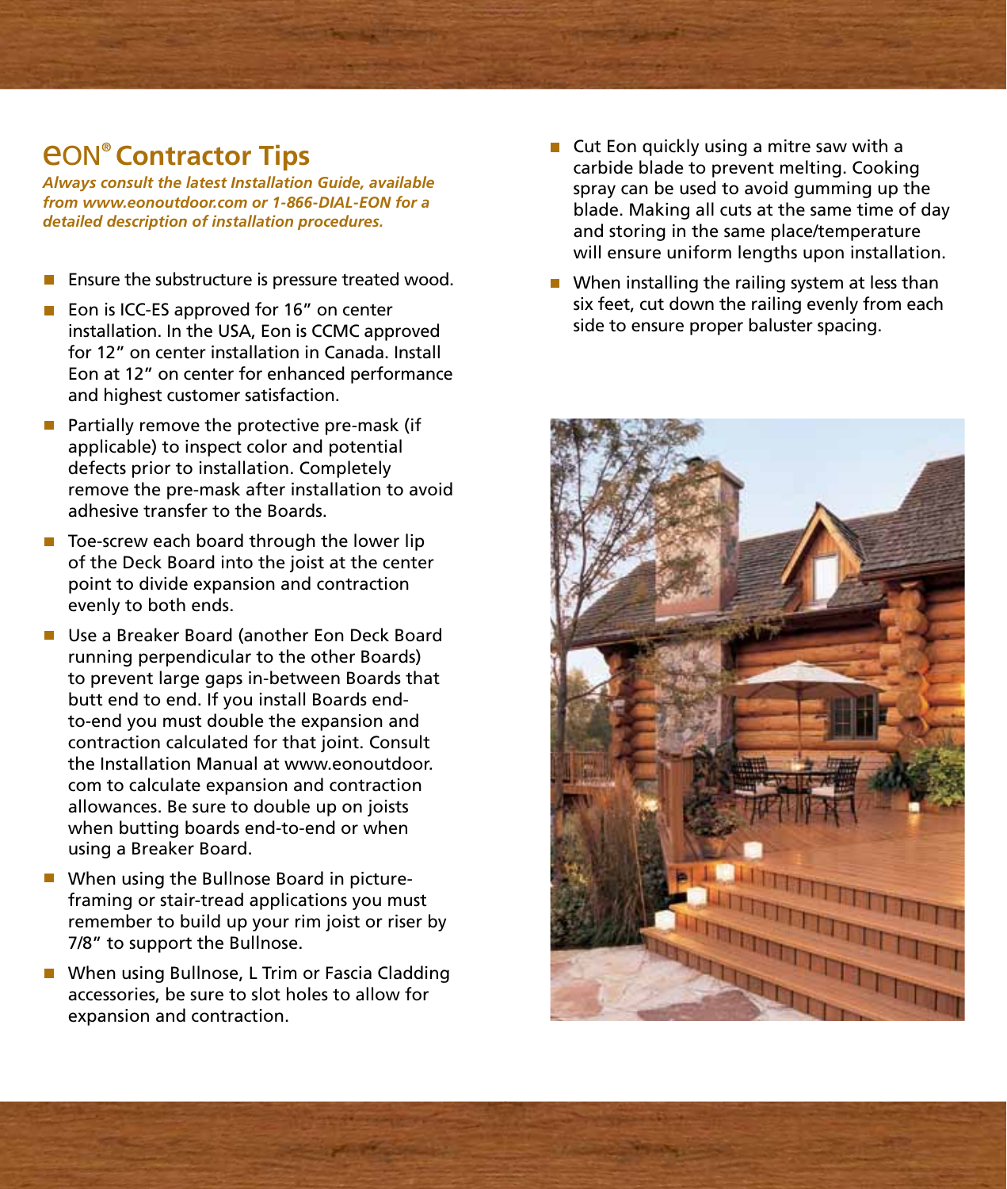# eON® Contractor Tips

***Always consult the latest Installation Guide, available from www.eonoutdoor.com or 1-866-DIAL-EON for a detailed description of installation procedures.***

- Ensure the substructure is pressure treated wood.
- Eon is ICC-ES approved for 16" on center installation. In the USA, Eon is CCMC approved for 12" on center installation in Canada. Install Eon at 12" on center for enhanced performance and highest customer satisfaction.
- Partially remove the protective pre-mask (if applicable) to inspect color and potential defects prior to installation. Completely remove the pre-mask after installation to avoid adhesive transfer to the Boards.
- Toe-screw each board through the lower lip of the Deck Board into the joist at the center point to divide expansion and contraction evenly to both ends.
- Use a Breaker Board (another Eon Deck Board running perpendicular to the other Boards) to prevent large gaps in-between Boards that butt end to end. If you install Boards end-to-end you must double the expansion and contraction calculated for that joint. Consult the Installation Manual at www.eonoutdoor.com to calculate expansion and contraction allowances. Be sure to double up on joists when butting boards end-to-end or when using a Breaker Board.
- When using the Bullnose Board in picture-framing or stair-tread applications you must remember to build up your rim joist or riser by 7/8" to support the Bullnose.
- When using Bullnose, L Trim or Fascia Cladding accessories, be sure to slot holes to allow for expansion and contraction.
- Cut Eon quickly using a mitre saw with a carbide blade to prevent melting. Cooking spray can be used to avoid gumming up the blade. Making all cuts at the same time of day and storing in the same place/temperature will ensure uniform lengths upon installation.
- When installing the railing system at less than six feet, cut down the railing evenly from each side to ensure proper baluster spacing.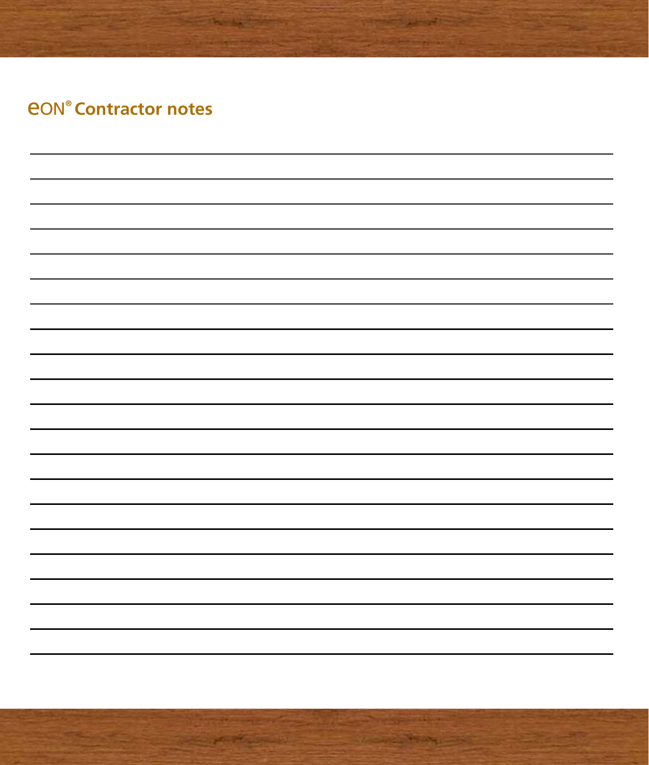## eON® Contractor notes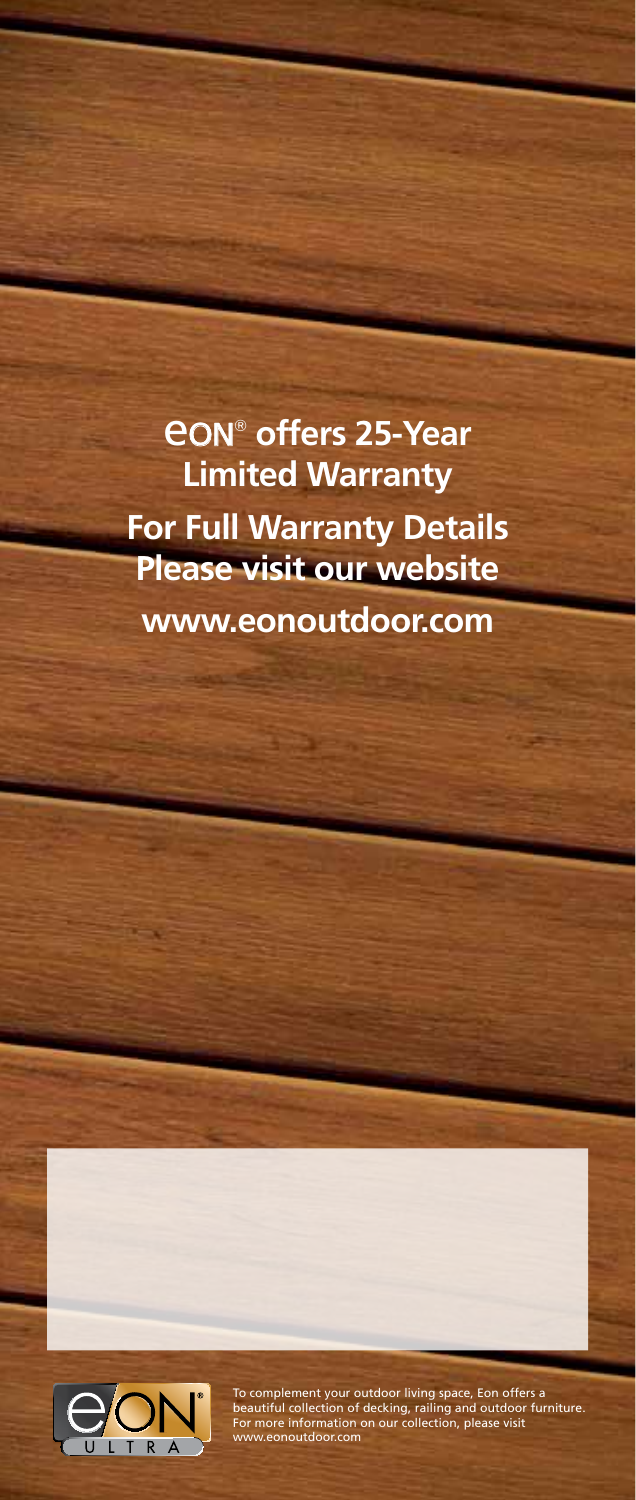**eon® offers 25-Year Limited Warranty**

**For Full Warranty Details Please visit our website**

**www.eonoutdoor.com**

To complement your outdoor living space, Eon offers a beautiful collection of decking, railing and outdoor furniture. For more information on our collection, please visit www.eonoutdoor.com